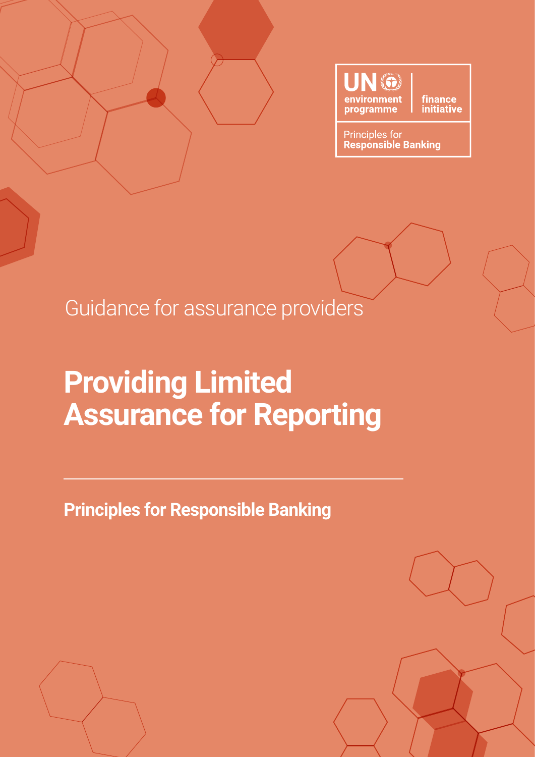UN environment programme | finance initiative

Principles for Responsible Banking

Guidance for assurance providers

# Providing Limited Assurance for Reporting

## Principles for Responsible Banking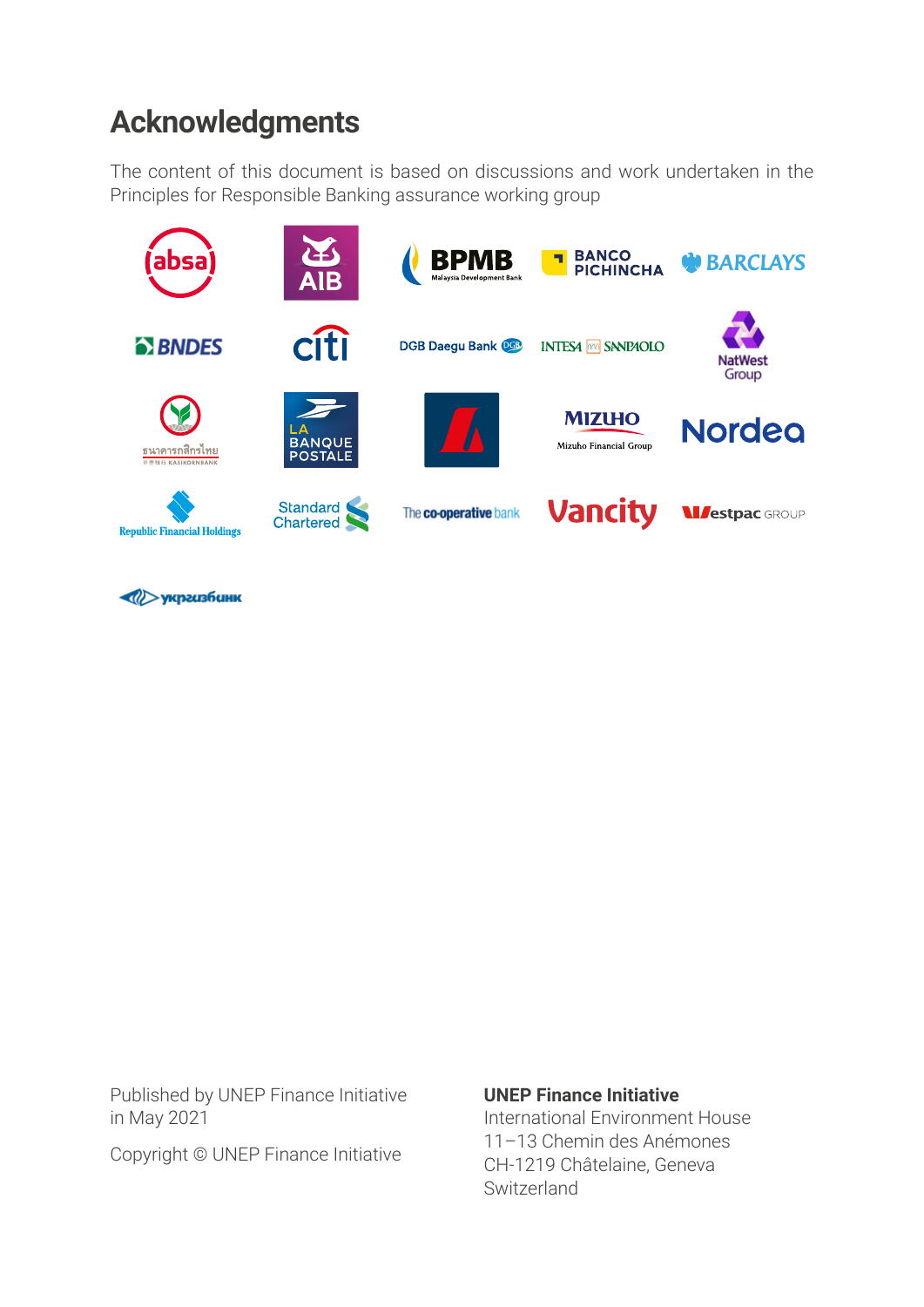# Acknowledgments

The content of this document is based on discussions and work undertaken in the Principles for Responsible Banking assurance working group

Published by UNEP Finance Initiative
in May 2021

Copyright © UNEP Finance Initiative

**UNEP Finance Initiative**
International Environment House
11–13 Chemin des Anémones
CH-1219 Châtelaine, Geneva
Switzerland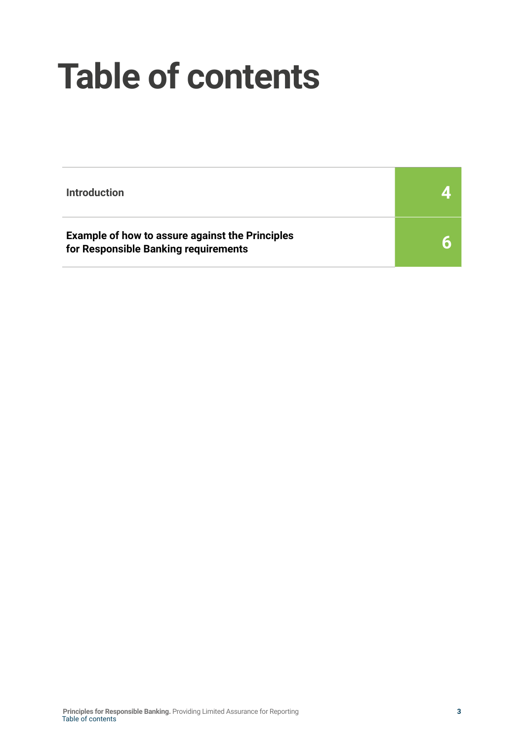# Table of contents

| | |
|---|---|
| Introduction | 4 |
| Example of how to assure against the Principles for Responsible Banking requirements | 6 |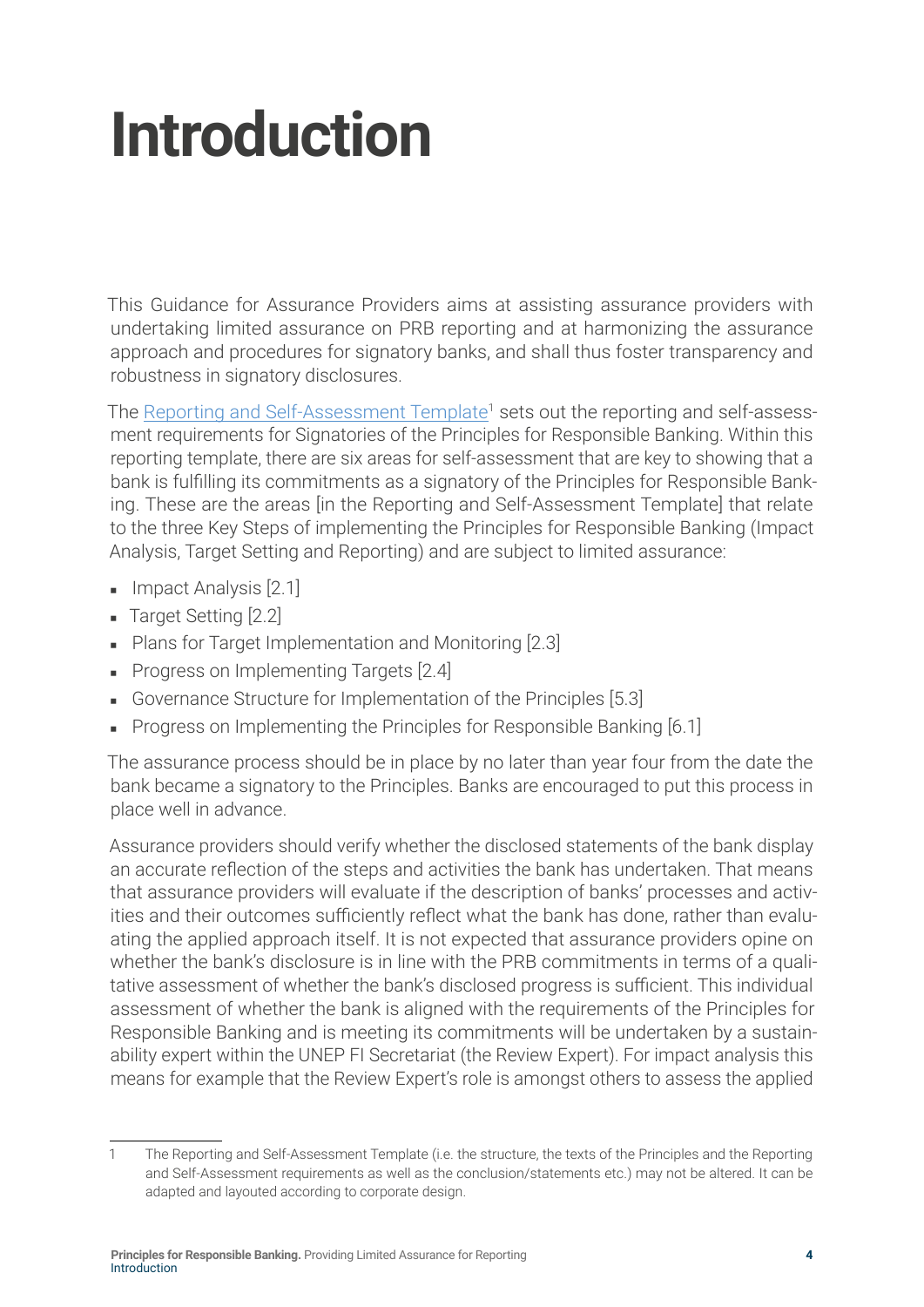# Introduction

This Guidance for Assurance Providers aims at assisting assurance providers with undertaking limited assurance on PRB reporting and at harmonizing the assurance approach and procedures for signatory banks, and shall thus foster transparency and robustness in signatory disclosures.

The Reporting and Self-Assessment Template[1] sets out the reporting and self-assessment requirements for Signatories of the Principles for Responsible Banking. Within this reporting template, there are six areas for self-assessment that are key to showing that a bank is fulfilling its commitments as a signatory of the Principles for Responsible Banking. These are the areas [in the Reporting and Self-Assessment Template] that relate to the three Key Steps of implementing the Principles for Responsible Banking (Impact Analysis, Target Setting and Reporting) and are subject to limited assurance:

- Impact Analysis [2.1]
- Target Setting [2.2]
- Plans for Target Implementation and Monitoring [2.3]
- Progress on Implementing Targets [2.4]
- Governance Structure for Implementation of the Principles [5.3]
- Progress on Implementing the Principles for Responsible Banking [6.1]

The assurance process should be in place by no later than year four from the date the bank became a signatory to the Principles. Banks are encouraged to put this process in place well in advance.

Assurance providers should verify whether the disclosed statements of the bank display an accurate reflection of the steps and activities the bank has undertaken. That means that assurance providers will evaluate if the description of banks' processes and activities and their outcomes sufficiently reflect what the bank has done, rather than evaluating the applied approach itself. It is not expected that assurance providers opine on whether the bank's disclosure is in line with the PRB commitments in terms of a qualitative assessment of whether the bank's disclosed progress is sufficient. This individual assessment of whether the bank is aligned with the requirements of the Principles for Responsible Banking and is meeting its commitments will be undertaken by a sustainability expert within the UNEP FI Secretariat (the Review Expert). For impact analysis this means for example that the Review Expert's role is amongst others to assess the applied

[1] The Reporting and Self-Assessment Template (i.e. the structure, the texts of the Principles and the Reporting and Self-Assessment requirements as well as the conclusion/statements etc.) may not be altered. It can be adapted and layouted according to corporate design.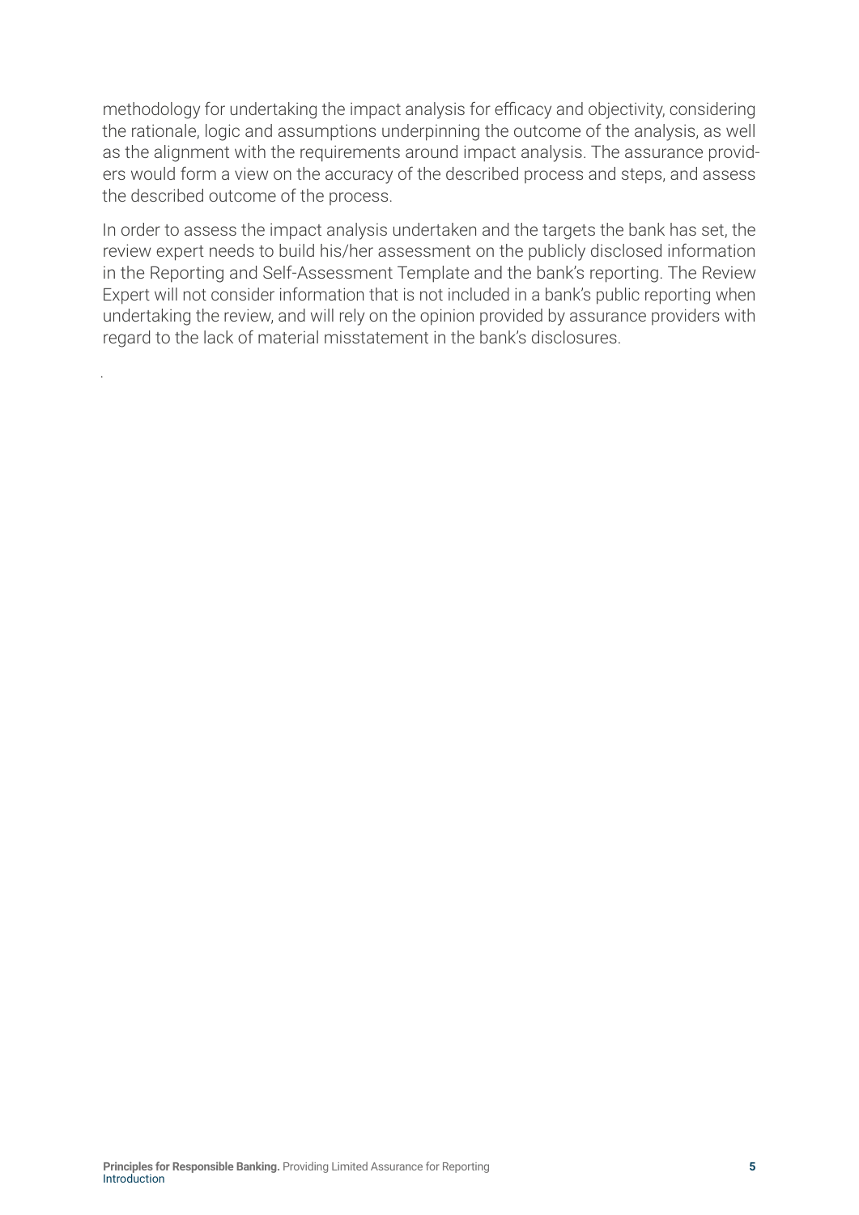methodology for undertaking the impact analysis for efficacy and objectivity, considering the rationale, logic and assumptions underpinning the outcome of the analysis, as well as the alignment with the requirements around impact analysis. The assurance providers would form a view on the accuracy of the described process and steps, and assess the described outcome of the process.

In order to assess the impact analysis undertaken and the targets the bank has set, the review expert needs to build his/her assessment on the publicly disclosed information in the Reporting and Self-Assessment Template and the bank's reporting. The Review Expert will not consider information that is not included in a bank's public reporting when undertaking the review, and will rely on the opinion provided by assurance providers with regard to the lack of material misstatement in the bank's disclosures.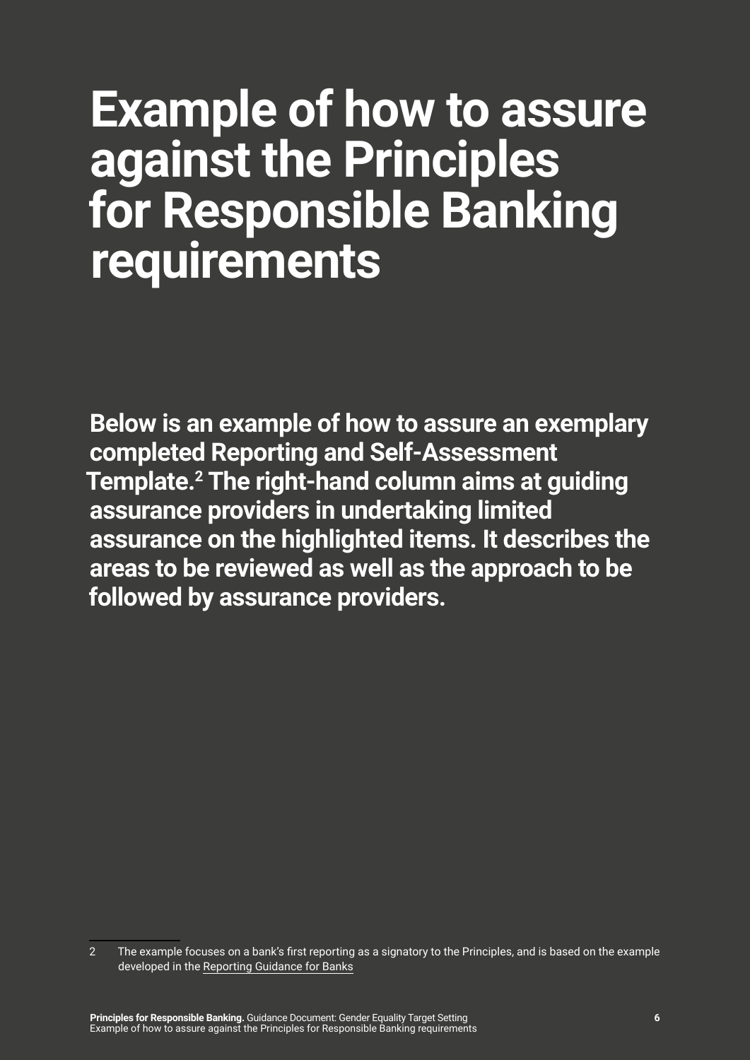# Example of how to assure against the Principles for Responsible Banking requirements

**Below is an example of how to assure an exemplary completed Reporting and Self-Assessment Template.[2] The right-hand column aims at guiding assurance providers in undertaking limited assurance on the highlighted items. It describes the areas to be reviewed as well as the approach to be followed by assurance providers.**

2 The example focuses on a bank's first reporting as a signatory to the Principles, and is based on the example developed in the Reporting Guidance for Banks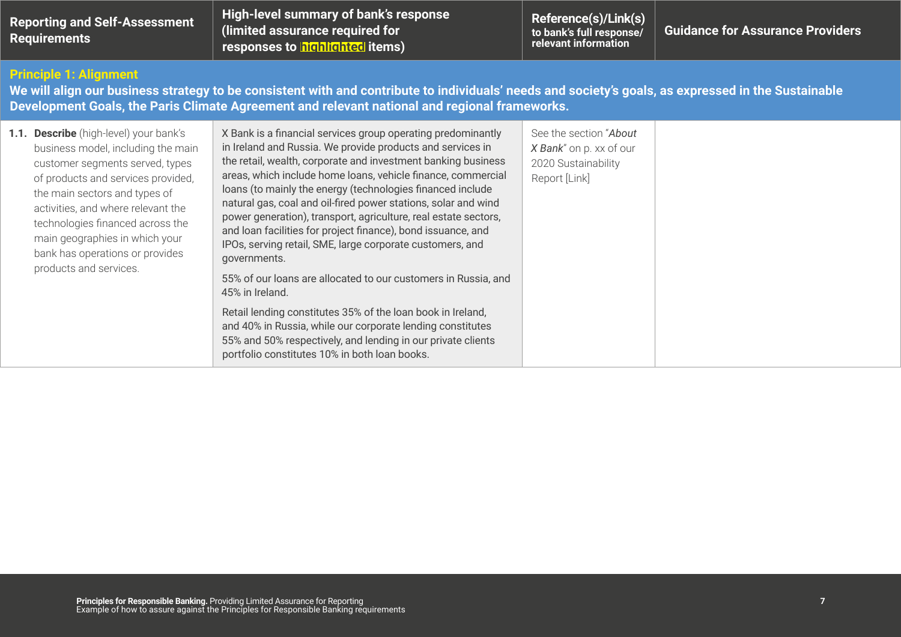| Reporting and Self-Assessment Requirements | High-level summary of bank's response (limited assurance required for responses to highlighted items) | Reference(s)/Link(s) to bank's full response/ relevant information | Guidance for Assurance Providers |
|---|---|---|---|
| **Principle 1: Alignment** We will align our business strategy to be consistent with and contribute to individuals' needs and society's goals, as expressed in the Sustainable Development Goals, the Paris Climate Agreement and relevant national and regional frameworks. | | | |
| **1.1. Describe** (high-level) your bank's business model, including the main customer segments served, types of products and services provided, the main sectors and types of activities, and where relevant the technologies financed across the main geographies in which your bank has operations or provides products and services. | X Bank is a financial services group operating predominantly in Ireland and Russia. We provide products and services in the retail, wealth, corporate and investment banking business areas, which include home loans, vehicle finance, commercial loans (to mainly the energy (technologies financed include natural gas, coal and oil-fired power stations, solar and wind power generation), transport, agriculture, real estate sectors, and loan facilities for project finance), bond issuance, and IPOs, serving retail, SME, large corporate customers, and governments.<br><br>55% of our loans are allocated to our customers in Russia, and 45% in Ireland.<br><br>Retail lending constitutes 35% of the loan book in Ireland, and 40% in Russia, while our corporate lending constitutes 55% and 50% respectively, and lending in our private clients portfolio constitutes 10% in both loan books. | See the section "*About X Bank*" on p. xx of our 2020 Sustainability Report [Link] | |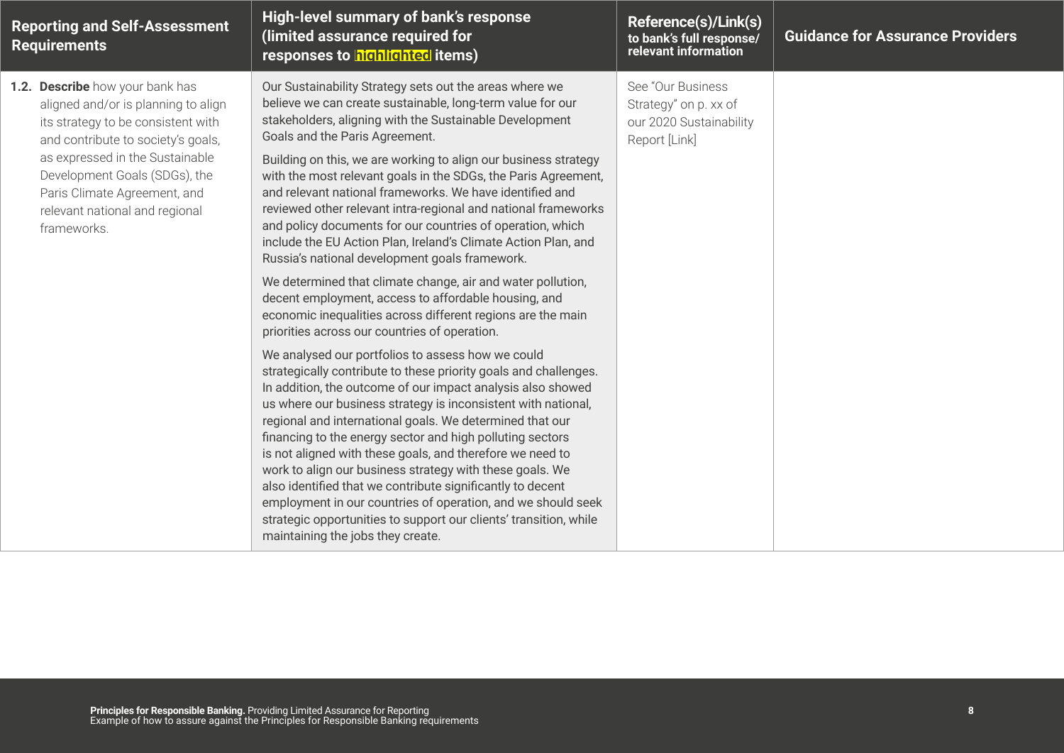| Reporting and Self-Assessment Requirements | High-level summary of bank's response (limited assurance required for responses to highlighted items) | Reference(s)/Link(s) to bank's full response/ relevant information | Guidance for Assurance Providers |
|---|---|---|---|
| 1.2. **Describe** how your bank has aligned and/or is planning to align its strategy to be consistent with and contribute to society's goals, as expressed in the Sustainable Development Goals (SDGs), the Paris Climate Agreement, and relevant national and regional frameworks. | Our Sustainability Strategy sets out the areas where we believe we can create sustainable, long-term value for our stakeholders, aligning with the Sustainable Development Goals and the Paris Agreement.<br><br>Building on this, we are working to align our business strategy with the most relevant goals in the SDGs, the Paris Agreement, and relevant national frameworks. We have identified and reviewed other relevant intra-regional and national frameworks and policy documents for our countries of operation, which include the EU Action Plan, Ireland's Climate Action Plan, and Russia's national development goals framework.<br><br>We determined that climate change, air and water pollution, decent employment, access to affordable housing, and economic inequalities across different regions are the main priorities across our countries of operation.<br><br>We analysed our portfolios to assess how we could strategically contribute to these priority goals and challenges. In addition, the outcome of our impact analysis also showed us where our business strategy is inconsistent with national, regional and international goals. We determined that our financing to the energy sector and high polluting sectors is not aligned with these goals, and therefore we need to work to align our business strategy with these goals. We also identified that we contribute significantly to decent employment in our countries of operation, and we should seek strategic opportunities to support our clients' transition, while maintaining the jobs they create. | See "Our Business Strategy" on p. xx of our 2020 Sustainability Report [Link] | |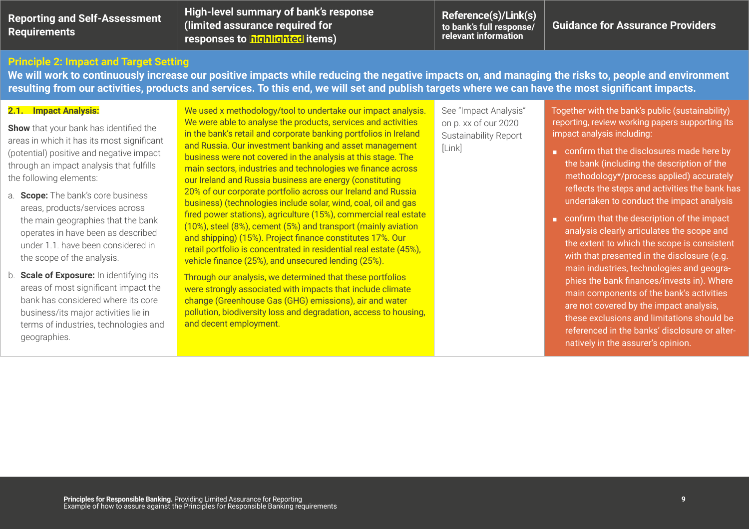| Reporting and Self-Assessment Requirements | High-level summary of bank's response (limited assurance required for responses to highlighted items) | Reference(s)/Link(s) to bank's full response/ relevant information | Guidance for Assurance Providers |
|---|---|---|---|
| **Principle 2: Impact and Target Setting**<br>**We will work to continuously increase our positive impacts while reducing the negative impacts on, and managing the risks to, people and environment resulting from our activities, products and services. To this end, we will set and publish targets where we can have the most significant impacts.** | | | |
| **2.1. Impact Analysis:**<br><br>**Show** that your bank has identified the areas in which it has its most significant (potential) positive and negative impact through an impact analysis that fulfills the following elements:<br><br>a. **Scope:** The bank's core business areas, products/services across the main geographies that the bank operates in have been as described under 1.1. have been considered in the scope of the analysis.<br><br>b. **Scale of Exposure:** In identifying its areas of most significant impact the bank has considered where its core business/its major activities lie in terms of industries, technologies and geographies. | We used x methodology/tool to undertake our impact analysis. We were able to analyse the products, services and activities in the bank's retail and corporate banking portfolios in Ireland and Russia. Our investment banking and asset management business were not covered in the analysis at this stage. The main sectors, industries and technologies we finance across our Ireland and Russia business are energy (constituting 20% of our corporate portfolio across our Ireland and Russia business) (technologies include solar, wind, coal, oil and gas fired power stations), agriculture (15%), commercial real estate (10%), steel (8%), cement (5%) and transport (mainly aviation and shipping) (15%). Project finance constitutes 17%. Our retail portfolio is concentrated in residential real estate (45%), vehicle finance (25%), and unsecured lending (25%).<br><br>Through our analysis, we determined that these portfolios were strongly associated with impacts that include climate change (Greenhouse Gas (GHG) emissions), air and water pollution, biodiversity loss and degradation, access to housing, and decent employment. | See "Impact Analysis" on p. xx of our 2020 Sustainability Report [Link] | Together with the bank's public (sustainability) reporting, review working papers supporting its impact analysis including:<br><br>▪ confirm that the disclosures made here by the bank (including the description of the methodology*/process applied) accurately reflects the steps and activities the bank has undertaken to conduct the impact analysis<br><br>▪ confirm that the description of the impact analysis clearly articulates the scope and the extent to which the scope is consistent with that presented in the disclosure (e.g. main industries, technologies and geographies the bank finances/invests in). Where main components of the bank's activities are not covered by the impact analysis, these exclusions and limitations should be referenced in the banks' disclosure or alternatively in the assurer's opinion. |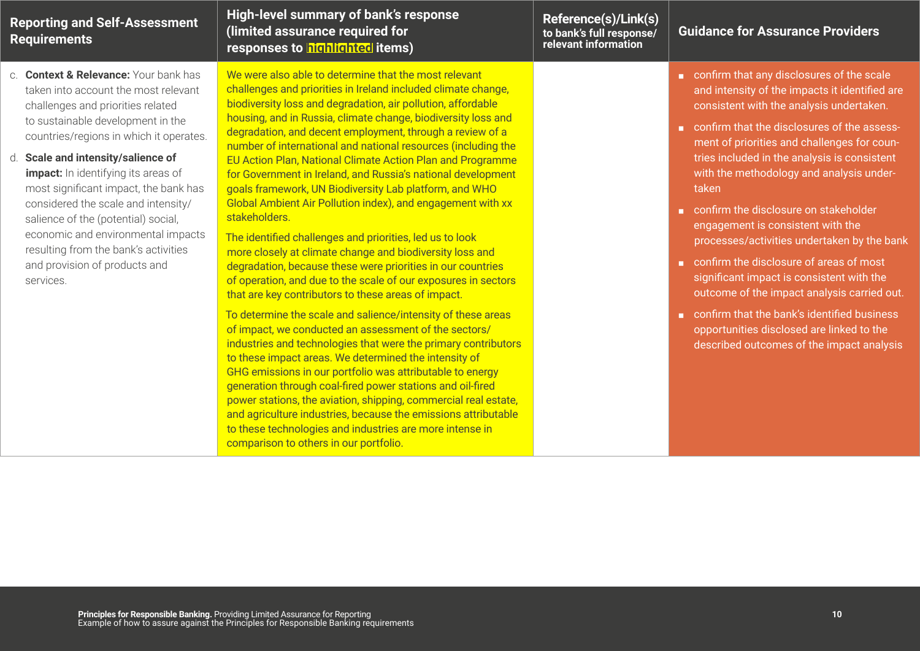| Reporting and Self-Assessment Requirements | High-level summary of bank's response (limited assurance required for responses to highlighted items) | Reference(s)/Link(s) to bank's full response/ relevant information | Guidance for Assurance Providers |
|---|---|---|---|
| c. **Context & Relevance:** Your bank has taken into account the most relevant challenges and priorities related to sustainable development in the countries/regions in which it operates.<br><br>d. **Scale and intensity/salience of impact:** In identifying its areas of most significant impact, the bank has considered the scale and intensity/ salience of the (potential) social, economic and environmental impacts resulting from the bank's activities and provision of products and services. | We were also able to determine that the most relevant challenges and priorities in Ireland included climate change, biodiversity loss and degradation, air pollution, affordable housing, and in Russia, climate change, biodiversity loss and degradation, and decent employment, through a review of a number of international and national resources (including the EU Action Plan, National Climate Action Plan and Programme for Government in Ireland, and Russia's national development goals framework, UN Biodiversity Lab platform, and WHO Global Ambient Air Pollution index), and engagement with xx stakeholders.<br><br>The identified challenges and priorities, led us to look more closely at climate change and biodiversity loss and degradation, because these were priorities in our countries of operation, and due to the scale of our exposures in sectors that are key contributors to these areas of impact.<br><br>To determine the scale and salience/intensity of these areas of impact, we conducted an assessment of the sectors/ industries and technologies that were the primary contributors to these impact areas. We determined the intensity of GHG emissions in our portfolio was attributable to energy generation through coal-fired power stations and oil-fired power stations, the aviation, shipping, commercial real estate, and agriculture industries, because the emissions attributable to these technologies and industries are more intense in comparison to others in our portfolio. | | ■ confirm that any disclosures of the scale and intensity of the impacts it identified are consistent with the analysis undertaken.<br><br>■ confirm that the disclosures of the assessment of priorities and challenges for countries included in the analysis is consistent with the methodology and analysis undertaken<br><br>■ confirm the disclosure on stakeholder engagement is consistent with the processes/activities undertaken by the bank<br><br>■ confirm the disclosure of areas of most significant impact is consistent with the outcome of the impact analysis carried out.<br><br>■ confirm that the bank's identified business opportunities disclosed are linked to the described outcomes of the impact analysis |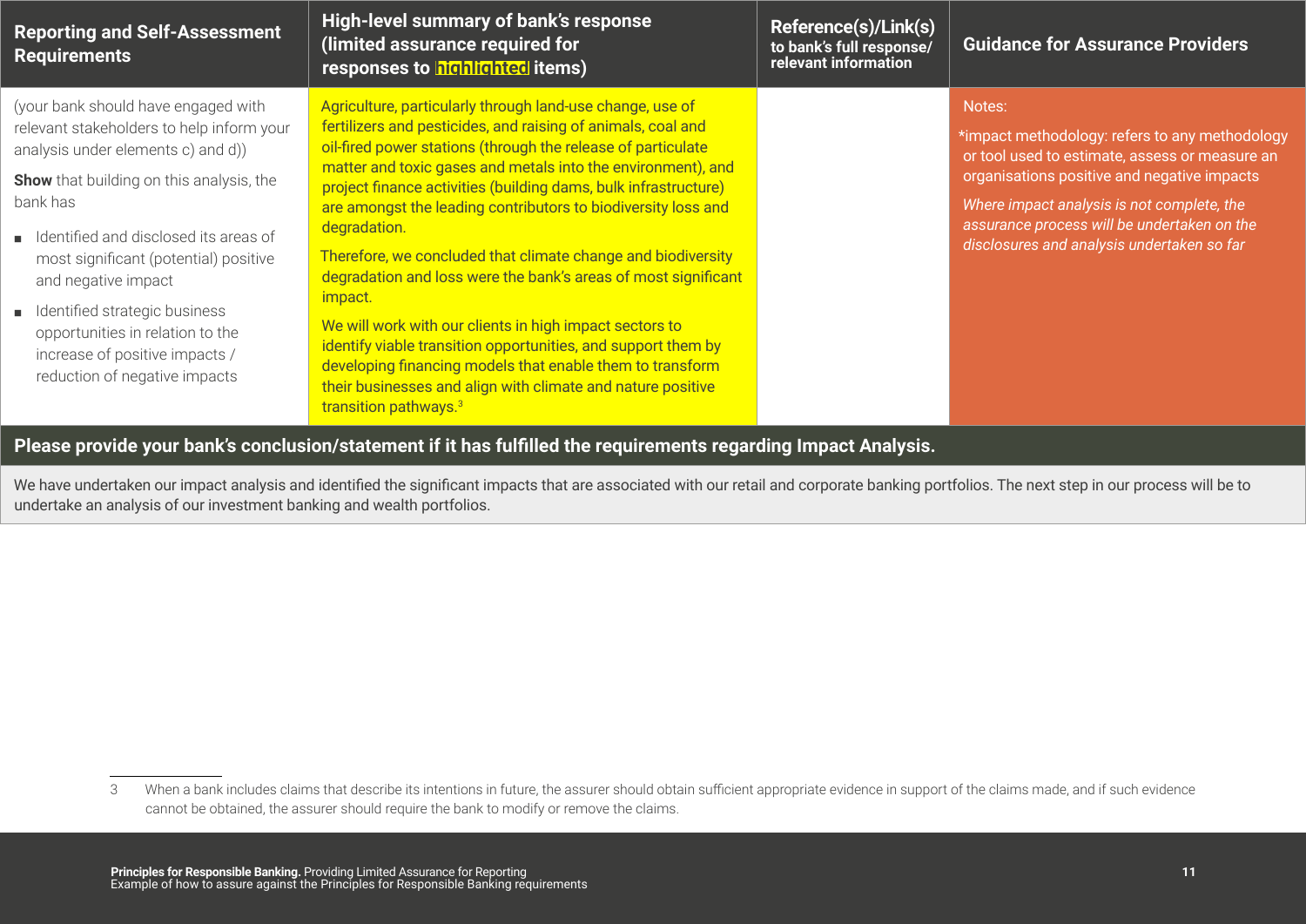| Reporting and Self-Assessment Requirements | High-level summary of bank's response (limited assurance required for responses to highlighted items) | Reference(s)/Link(s) to bank's full response/ relevant information | Guidance for Assurance Providers |
|---|---|---|---|
| (your bank should have engaged with relevant stakeholders to help inform your analysis under elements c) and d))<br><br>**Show** that building on this analysis, the bank has<br><br>■ Identified and disclosed its areas of most significant (potential) positive and negative impact<br><br>■ Identified strategic business opportunities in relation to the increase of positive impacts / reduction of negative impacts | Agriculture, particularly through land-use change, use of fertilizers and pesticides, and raising of animals, coal and oil-fired power stations (through the release of particulate matter and toxic gases and metals into the environment), and project finance activities (building dams, bulk infrastructure) are amongst the leading contributors to biodiversity loss and degradation.<br><br>Therefore, we concluded that climate change and biodiversity degradation and loss were the bank's areas of most significant impact.<br><br>We will work with our clients in high impact sectors to identify viable transition opportunities, and support them by developing financing models that enable them to transform their businesses and align with climate and nature positive transition pathways.[3] | | Notes:<br><br>*impact methodology: refers to any methodology or tool used to estimate, assess or measure an organisations positive and negative impacts<br><br>*Where impact analysis is not complete, the assurance process will be undertaken on the disclosures and analysis undertaken so far* |

**Please provide your bank's conclusion/statement if it has fulfilled the requirements regarding Impact Analysis.**

We have undertaken our impact analysis and identified the significant impacts that are associated with our retail and corporate banking portfolios. The next step in our process will be to undertake an analysis of our investment banking and wealth portfolios.

[3] When a bank includes claims that describe its intentions in future, the assurer should obtain sufficient appropriate evidence in support of the claims made, and if such evidence cannot be obtained, the assurer should require the bank to modify or remove the claims.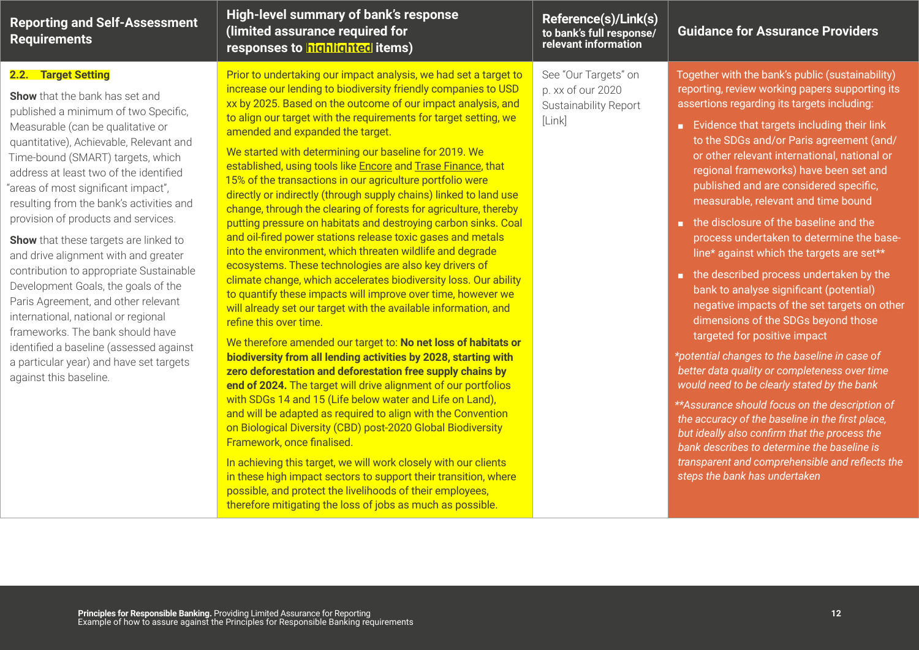| Reporting and Self-Assessment Requirements | High-level summary of bank's response (limited assurance required for responses to highlighted items) | Reference(s)/Link(s) to bank's full response/ relevant information | Guidance for Assurance Providers |
|---|---|---|---|
| **2.2. Target Setting**<br><br>**Show** that the bank has set and published a minimum of two Specific, Measurable (can be qualitative or quantitative), Achievable, Relevant and Time-bound (SMART) targets, which address at least two of the identified "areas of most significant impact", resulting from the bank's activities and provision of products and services.<br><br>**Show** that these targets are linked to and drive alignment with and greater contribution to appropriate Sustainable Development Goals, the goals of the Paris Agreement, and other relevant international, national or regional frameworks. The bank should have identified a baseline (assessed against a particular year) and have set targets against this baseline. | Prior to undertaking our impact analysis, we had set a target to increase our lending to biodiversity friendly companies to USD xx by 2025. Based on the outcome of our impact analysis, and to align our target with the requirements for target setting, we amended and expanded the target.<br><br>We started with determining our baseline for 2019. We established, using tools like Encore and Trase Finance, that 15% of the transactions in our agriculture portfolio were directly or indirectly (through supply chains) linked to land use change, through the clearing of forests for agriculture, thereby putting pressure on habitats and destroying carbon sinks. Coal and oil-fired power stations release toxic gases and metals into the environment, which threaten wildlife and degrade ecosystems. These technologies are also key drivers of climate change, which accelerates biodiversity loss. Our ability to quantify these impacts will improve over time, however we will already set our target with the available information, and refine this over time.<br><br>We therefore amended our target to: **No net loss of habitats or biodiversity from all lending activities by 2028, starting with zero deforestation and deforestation free supply chains by end of 2024.** The target will drive alignment of our portfolios with SDGs 14 and 15 (Life below water and Life on Land), and will be adapted as required to align with the Convention on Biological Diversity (CBD) post-2020 Global Biodiversity Framework, once finalised.<br><br>In achieving this target, we will work closely with our clients in these high impact sectors to support their transition, where possible, and protect the livelihoods of their employees, therefore mitigating the loss of jobs as much as possible. | See "Our Targets" on p. xx of our 2020 Sustainability Report [Link] | Together with the bank's public (sustainability) reporting, review working papers supporting its assertions regarding its targets including:<br><br>- Evidence that targets including their link to the SDGs and/or Paris agreement (and/ or other relevant international, national or regional frameworks) have been set and published and are considered specific, measurable, relevant and time bound<br>- the disclosure of the baseline and the process undertaken to determine the baseline* against which the targets are set**<br>- the described process undertaken by the bank to analyse significant (potential) negative impacts of the set targets on other dimensions of the SDGs beyond those targeted for positive impact<br><br>*\*potential changes to the baseline in case of better data quality or completeness over time would need to be clearly stated by the bank*<br><br>*\*\*Assurance should focus on the description of the accuracy of the baseline in the first place, but ideally also confirm that the process the bank describes to determine the baseline is transparent and comprehensible and reflects the steps the bank has undertaken* |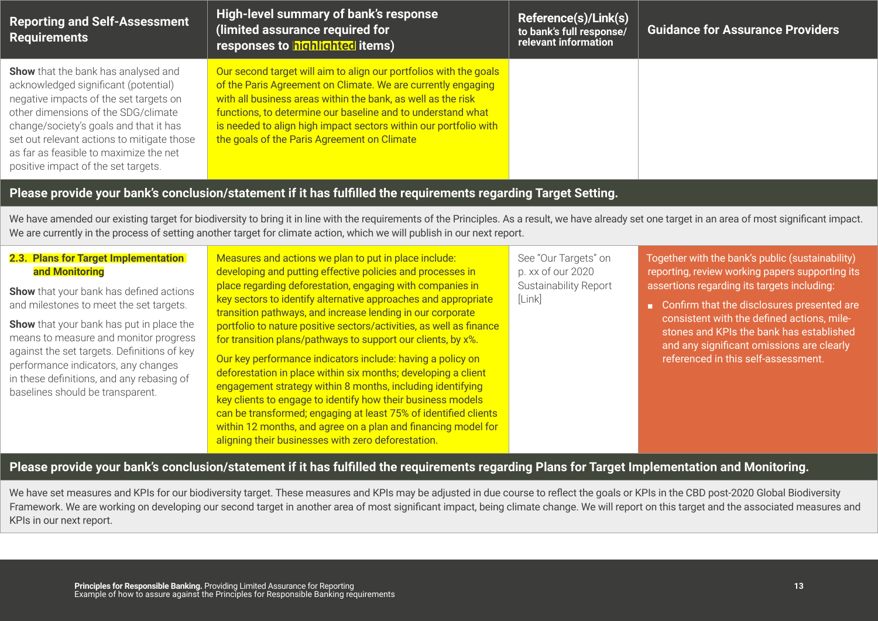| Reporting and Self-Assessment Requirements | High-level summary of bank's response (limited assurance required for responses to highlighted items) | Reference(s)/Link(s) to bank's full response/ relevant information | Guidance for Assurance Providers |
|---|---|---|---|
| **Show** that the bank has analysed and acknowledged significant (potential) negative impacts of the set targets on other dimensions of the SDG/climate change/society's goals and that it has set out relevant actions to mitigate those as far as feasible to maximize the net positive impact of the set targets. | Our second target will aim to align our portfolios with the goals of the Paris Agreement on Climate. We are currently engaging with all business areas within the bank, as well as the risk functions, to determine our baseline and to understand what is needed to align high impact sectors within our portfolio with the goals of the Paris Agreement on Climate | | |
| **Please provide your bank's conclusion/statement if it has fulfilled the requirements regarding Target Setting.** | | | |
| We have amended our existing target for biodiversity to bring it in line with the requirements of the Principles. As a result, we have already set one target in an area of most significant impact. We are currently in the process of setting another target for climate action, which we will publish in our next report. | | | |
| **2.3. Plans for Target Implementation and Monitoring**<br><br>**Show** that your bank has defined actions and milestones to meet the set targets.<br><br>**Show** that your bank has put in place the means to measure and monitor progress against the set targets. Definitions of key performance indicators, any changes in these definitions, and any rebasing of baselines should be transparent. | Measures and actions we plan to put in place include: developing and putting effective policies and processes in place regarding deforestation, engaging with companies in key sectors to identify alternative approaches and appropriate transition pathways, and increase lending in our corporate portfolio to nature positive sectors/activities, as well as finance for transition plans/pathways to support our clients, by x%.<br><br>Our key performance indicators include: having a policy on deforestation in place within six months; developing a client engagement strategy within 8 months, including identifying key clients to engage to identify how their business models can be transformed; engaging at least 75% of identified clients within 12 months, and agree on a plan and financing model for aligning their businesses with zero deforestation. | See "Our Targets" on p. xx of our 2020 Sustainability Report [Link] | Together with the bank's public (sustainability) reporting, review working papers supporting its assertions regarding its targets including:<br><br>- Confirm that the disclosures presented are consistent with the defined actions, milestones and KPIs the bank has established and any significant omissions are clearly referenced in this self-assessment. |
| **Please provide your bank's conclusion/statement if it has fulfilled the requirements regarding Plans for Target Implementation and Monitoring.** | | | |
| We have set measures and KPIs for our biodiversity target. These measures and KPIs may be adjusted in due course to reflect the goals or KPIs in the CBD post-2020 Global Biodiversity Framework. We are working on developing our second target in another area of most significant impact, being climate change. We will report on this target and the associated measures and KPIs in our next report. | | | |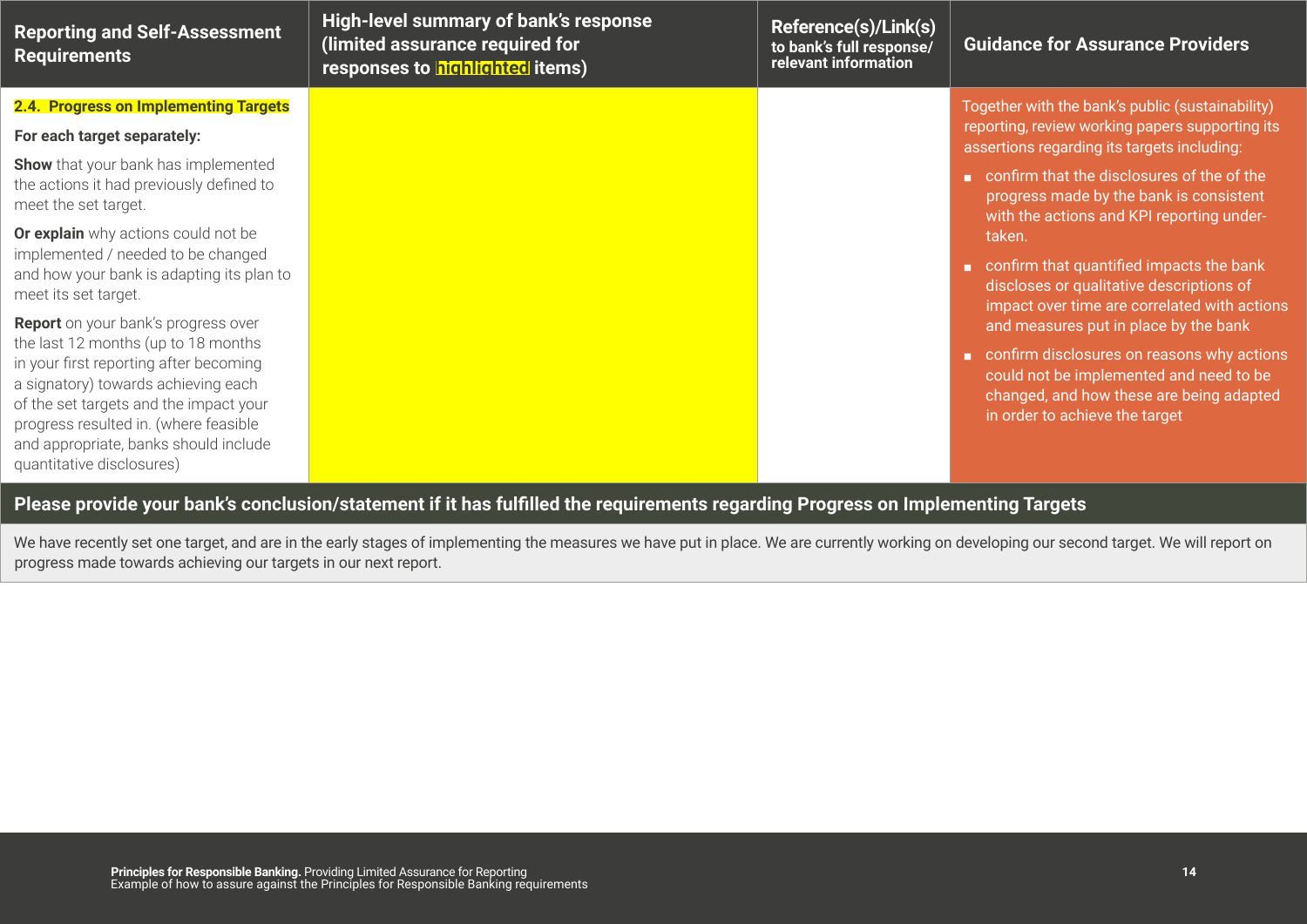| Reporting and Self-Assessment Requirements | High-level summary of bank's response (limited assurance required for responses to highlighted items) | Reference(s)/Link(s) to bank's full response/ relevant information | Guidance for Assurance Providers |
|---|---|---|---|
| **2.4. Progress on Implementing Targets**<br><br>**For each target separately:**<br><br>**Show** that your bank has implemented the actions it had previously defined to meet the set target.<br><br>**Or explain** why actions could not be implemented / needed to be changed and how your bank is adapting its plan to meet its set target.<br><br>**Report** on your bank's progress over the last 12 months (up to 18 months in your first reporting after becoming a signatory) towards achieving each of the set targets and the impact your progress resulted in. (where feasible and appropriate, banks should include quantitative disclosures) | | | Together with the bank's public (sustainability) reporting, review working papers supporting its assertions regarding its targets including:<br><br>■ confirm that the disclosures of the of the progress made by the bank is consistent with the actions and KPI reporting under-taken.<br><br>■ confirm that quantified impacts the bank discloses or qualitative descriptions of impact over time are correlated with actions and measures put in place by the bank<br><br>■ confirm disclosures on reasons why actions could not be implemented and need to be changed, and how these are being adapted in order to achieve the target |

**Please provide your bank's conclusion/statement if it has fulfilled the requirements regarding Progress on Implementing Targets**

We have recently set one target, and are in the early stages of implementing the measures we have put in place. We are currently working on developing our second target. We will report on progress made towards achieving our targets in our next report.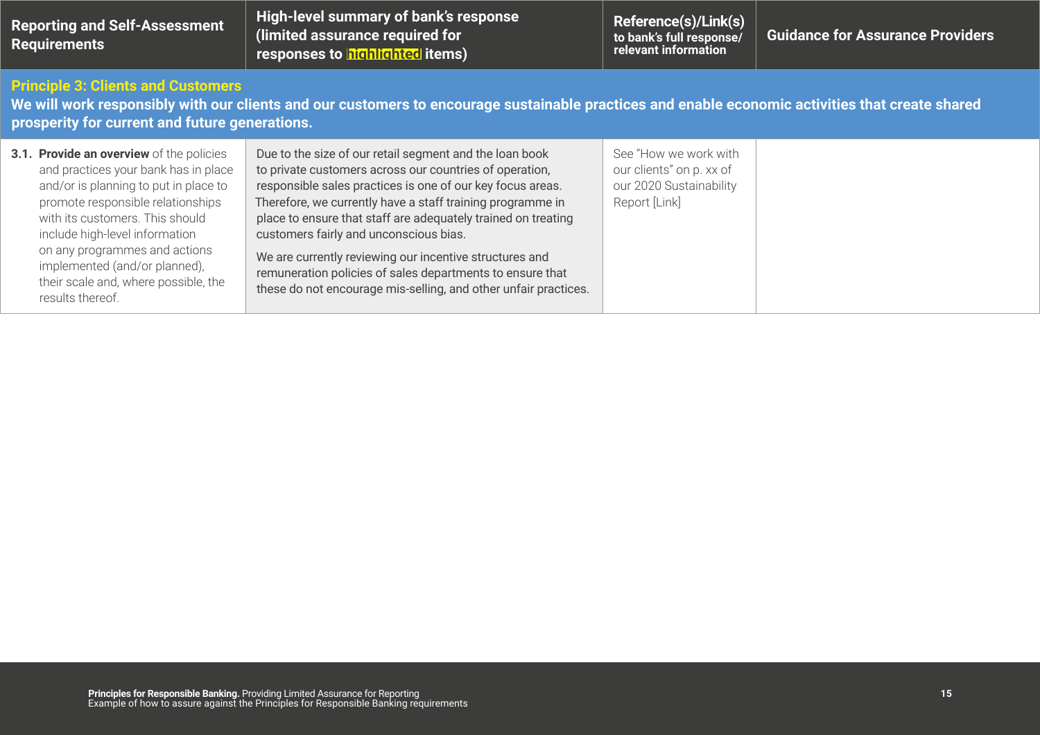| Reporting and Self-Assessment Requirements | High-level summary of bank's response (limited assurance required for responses to highlighted items) | Reference(s)/Link(s) to bank's full response/ relevant information | Guidance for Assurance Providers |
|---|---|---|---|
| **Principle 3: Clients and Customers** We will work responsibly with our clients and our customers to encourage sustainable practices and enable economic activities that create shared prosperity for current and future generations. | | | |
| 3.1. **Provide an overview** of the policies and practices your bank has in place and/or is planning to put in place to promote responsible relationships with its customers. This should include high-level information on any programmes and actions implemented (and/or planned), their scale and, where possible, the results thereof. | Due to the size of our retail segment and the loan book to private customers across our countries of operation, responsible sales practices is one of our key focus areas. Therefore, we currently have a staff training programme in place to ensure that staff are adequately trained on treating customers fairly and unconscious bias. We are currently reviewing our incentive structures and remuneration policies of sales departments to ensure that these do not encourage mis-selling, and other unfair practices. | See "How we work with our clients" on p. xx of our 2020 Sustainability Report [Link] | |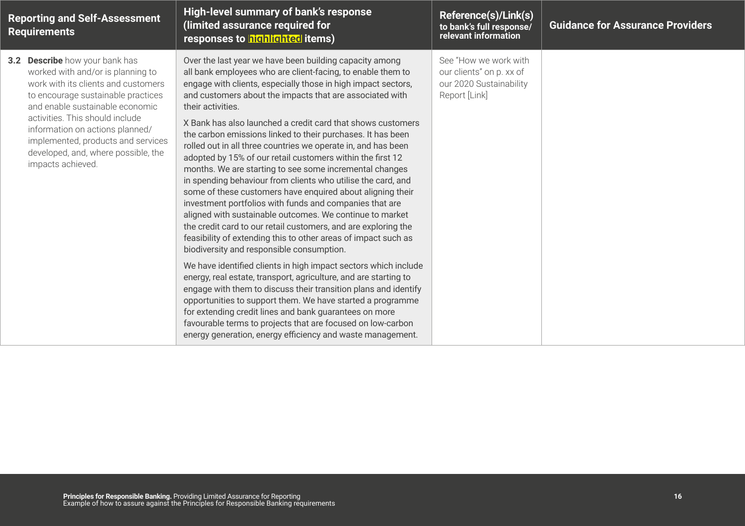| Reporting and Self-Assessment Requirements | High-level summary of bank's response (limited assurance required for responses to highlighted items) | Reference(s)/Link(s) to bank's full response/ relevant information | Guidance for Assurance Providers |
|---|---|---|---|
| **3.2 Describe** how your bank has worked with and/or is planning to work with its clients and customers to encourage sustainable practices and enable sustainable economic activities. This should include information on actions planned/ implemented, products and services developed, and, where possible, the impacts achieved. | Over the last year we have been building capacity among all bank employees who are client-facing, to enable them to engage with clients, especially those in high impact sectors, and customers about the impacts that are associated with their activities.<br><br>X Bank has also launched a credit card that shows customers the carbon emissions linked to their purchases. It has been rolled out in all three countries we operate in, and has been adopted by 15% of our retail customers within the first 12 months. We are starting to see some incremental changes in spending behaviour from clients who utilise the card, and some of these customers have enquired about aligning their investment portfolios with funds and companies that are aligned with sustainable outcomes. We continue to market the credit card to our retail customers, and are exploring the feasibility of extending this to other areas of impact such as biodiversity and responsible consumption.<br><br>We have identified clients in high impact sectors which include energy, real estate, transport, agriculture, and are starting to engage with them to discuss their transition plans and identify opportunities to support them. We have started a programme for extending credit lines and bank guarantees on more favourable terms to projects that are focused on low-carbon energy generation, energy efficiency and waste management. | See "How we work with our clients" on p. xx of our 2020 Sustainability Report [Link] | |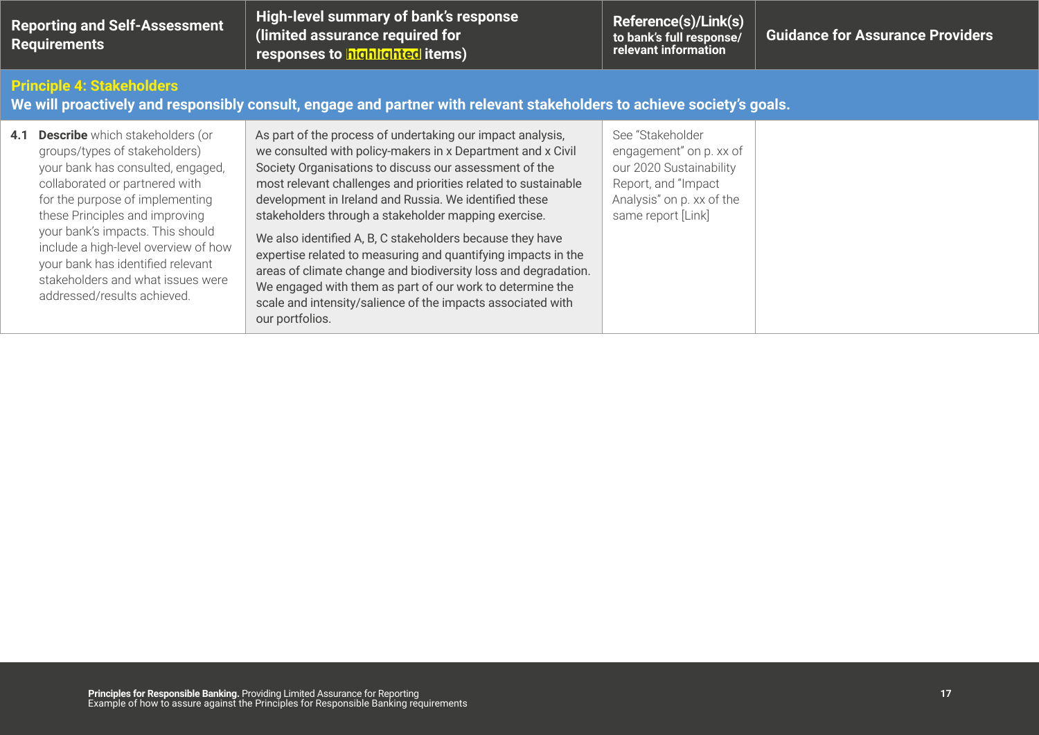| Reporting and Self-Assessment Requirements | High-level summary of bank's response (limited assurance required for responses to highlighted items) | Reference(s)/Link(s) to bank's full response/ relevant information | Guidance for Assurance Providers |
|---|---|---|---|
| **Principle 4: Stakeholders** We will proactively and responsibly consult, engage and partner with relevant stakeholders to achieve society's goals. | | | |
| **4.1 Describe** which stakeholders (or groups/types of stakeholders) your bank has consulted, engaged, collaborated or partnered with for the purpose of implementing these Principles and improving your bank's impacts. This should include a high-level overview of how your bank has identified relevant stakeholders and what issues were addressed/results achieved. | As part of the process of undertaking our impact analysis, we consulted with policy-makers in x Department and x Civil Society Organisations to discuss our assessment of the most relevant challenges and priorities related to sustainable development in Ireland and Russia. We identified these stakeholders through a stakeholder mapping exercise. We also identified A, B, C stakeholders because they have expertise related to measuring and quantifying impacts in the areas of climate change and biodiversity loss and degradation. We engaged with them as part of our work to determine the scale and intensity/salience of the impacts associated with our portfolios. | See "Stakeholder engagement" on p. xx of our 2020 Sustainability Report, and "Impact Analysis" on p. xx of the same report [Link] | |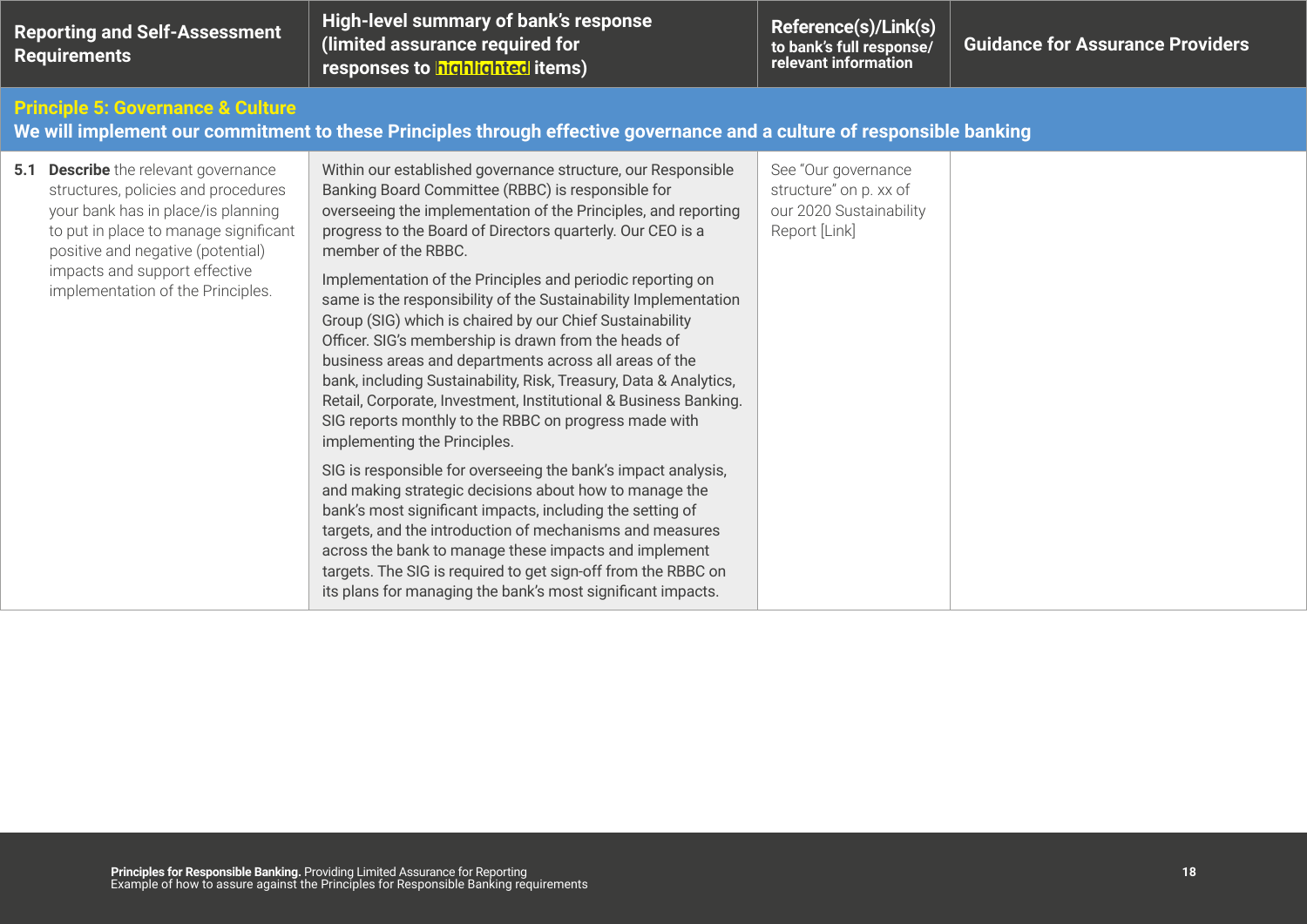| Reporting and Self-Assessment Requirements | High-level summary of bank's response (limited assurance required for responses to highlighted items) | Reference(s)/Link(s) to bank's full response/ relevant information | Guidance for Assurance Providers |
|---|---|---|---|
| **Principle 5: Governance & Culture** We will implement our commitment to these Principles through effective governance and a culture of responsible banking | | | |
| **5.1 Describe** the relevant governance structures, policies and procedures your bank has in place/is planning to put in place to manage significant positive and negative (potential) impacts and support effective implementation of the Principles. | Within our established governance structure, our Responsible Banking Board Committee (RBBC) is responsible for overseeing the implementation of the Principles, and reporting progress to the Board of Directors quarterly. Our CEO is a member of the RBBC.<br><br>Implementation of the Principles and periodic reporting on same is the responsibility of the Sustainability Implementation Group (SIG) which is chaired by our Chief Sustainability Officer. SIG's membership is drawn from the heads of business areas and departments across all areas of the bank, including Sustainability, Risk, Treasury, Data & Analytics, Retail, Corporate, Investment, Institutional & Business Banking. SIG reports monthly to the RBBC on progress made with implementing the Principles.<br><br>SIG is responsible for overseeing the bank's impact analysis, and making strategic decisions about how to manage the bank's most significant impacts, including the setting of targets, and the introduction of mechanisms and measures across the bank to manage these impacts and implement targets. The SIG is required to get sign-off from the RBBC on its plans for managing the bank's most significant impacts. | See "Our governance structure" on p. xx of our 2020 Sustainability Report [Link] | |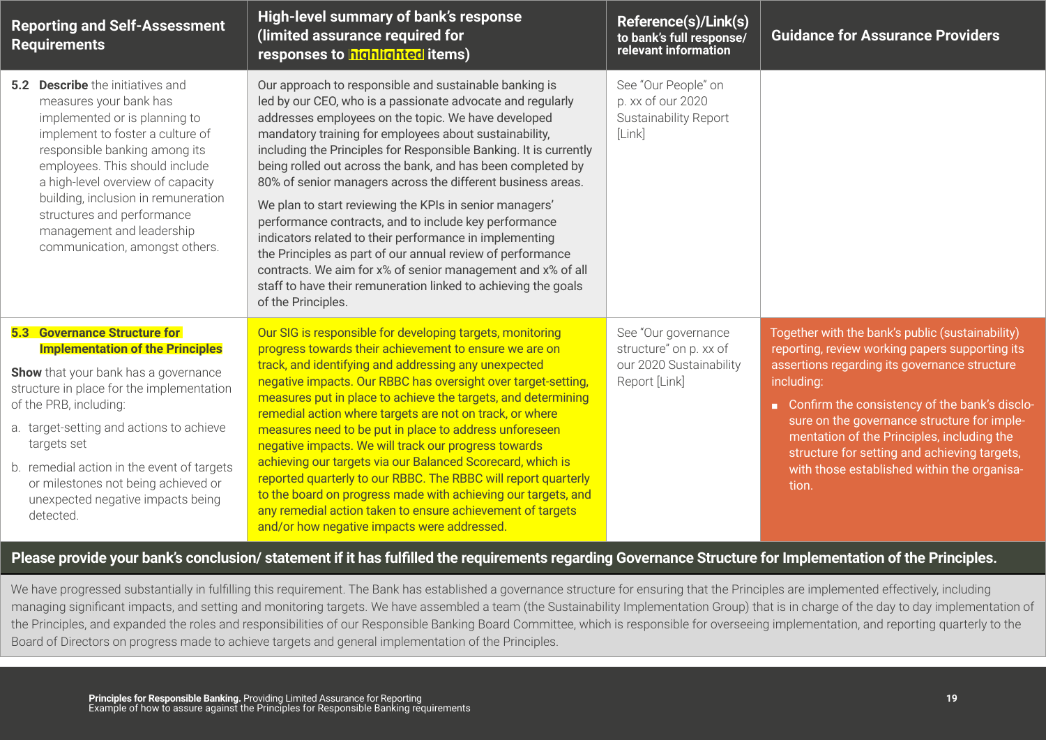| Reporting and Self-Assessment Requirements | High-level summary of bank's response (limited assurance required for responses to highlighted items) | Reference(s)/Link(s) to bank's full response/ relevant information | Guidance for Assurance Providers |
|---|---|---|---|
| **5.2 Describe** the initiatives and measures your bank has implemented or is planning to implement to foster a culture of responsible banking among its employees. This should include a high-level overview of capacity building, inclusion in remuneration structures and performance management and leadership communication, amongst others. | Our approach to responsible and sustainable banking is led by our CEO, who is a passionate advocate and regularly addresses employees on the topic. We have developed mandatory training for employees about sustainability, including the Principles for Responsible Banking. It is currently being rolled out across the bank, and has been completed by 80% of senior managers across the different business areas.<br><br>We plan to start reviewing the KPIs in senior managers' performance contracts, and to include key performance indicators related to their performance in implementing the Principles as part of our annual review of performance contracts. We aim for x% of senior management and x% of all staff to have their remuneration linked to achieving the goals of the Principles. | See "Our People" on p. xx of our 2020 Sustainability Report [Link] | |
| **5.3 Governance Structure for Implementation of the Principles**<br><br>**Show** that your bank has a governance structure in place for the implementation of the PRB, including:<br>a. target-setting and actions to achieve targets set<br>b. remedial action in the event of targets or milestones not being achieved or unexpected negative impacts being detected. | Our SIG is responsible for developing targets, monitoring progress towards their achievement to ensure we are on track, and identifying and addressing any unexpected negative impacts. Our RBBC has oversight over target-setting, measures put in place to achieve the targets, and determining remedial action where targets are not on track, or where measures need to be put in place to address unforeseen negative impacts. We will track our progress towards achieving our targets via our Balanced Scorecard, which is reported quarterly to our RBBC. The RBBC will report quarterly to the board on progress made with achieving our targets, and any remedial action taken to ensure achievement of targets and/or how negative impacts were addressed. | See "Our governance structure" on p. xx of our 2020 Sustainability Report [Link] | Together with the bank's public (sustainability) reporting, review working papers supporting its assertions regarding its governance structure including:<br>▪ Confirm the consistency of the bank's disclosure on the governance structure for implementation of the Principles, including the structure for setting and achieving targets, with those established within the organisation. |

**Please provide your bank's conclusion/ statement if it has fulfilled the requirements regarding Governance Structure for Implementation of the Principles.**

We have progressed substantially in fulfilling this requirement. The Bank has established a governance structure for ensuring that the Principles are implemented effectively, including managing significant impacts, and setting and monitoring targets. We have assembled a team (the Sustainability Implementation Group) that is in charge of the day to day implementation of the Principles, and expanded the roles and responsibilities of our Responsible Banking Board Committee, which is responsible for overseeing implementation, and reporting quarterly to the Board of Directors on progress made to achieve targets and general implementation of the Principles.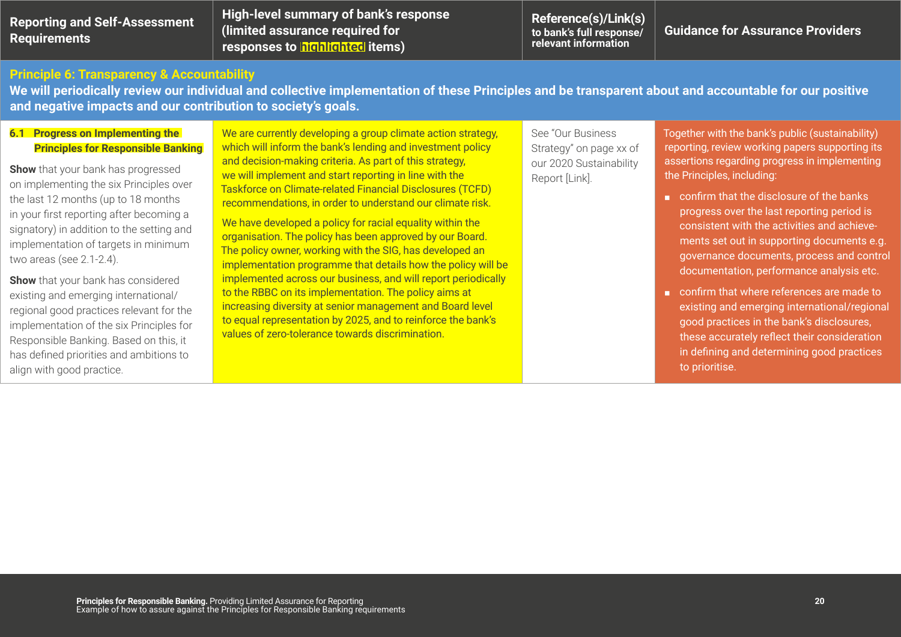| Reporting and Self-Assessment Requirements | High-level summary of bank's response (limited assurance required for responses to highlighted items) | Reference(s)/Link(s) to bank's full response/ relevant information | Guidance for Assurance Providers |
|---|---|---|---|
| **Principle 6: Transparency & Accountability**<br>**We will periodically review our individual and collective implementation of these Principles and be transparent about and accountable for our positive and negative impacts and our contribution to society's goals.** | | | |
| **6.1 Progress on Implementing the Principles for Responsible Banking**<br><br>**Show** that your bank has progressed on implementing the six Principles over the last 12 months (up to 18 months in your first reporting after becoming a signatory) in addition to the setting and implementation of targets in minimum two areas (see 2.1-2.4).<br><br>**Show** that your bank has considered existing and emerging international/ regional good practices relevant for the implementation of the six Principles for Responsible Banking. Based on this, it has defined priorities and ambitions to align with good practice. | We are currently developing a group climate action strategy, which will inform the bank's lending and investment policy and decision-making criteria. As part of this strategy, we will implement and start reporting in line with the Taskforce on Climate-related Financial Disclosures (TCFD) recommendations, in order to understand our climate risk.<br><br>We have developed a policy for racial equality within the organisation. The policy has been approved by our Board. The policy owner, working with the SIG, has developed an implementation programme that details how the policy will be implemented across our business, and will report periodically to the RBBC on its implementation. The policy aims at increasing diversity at senior management and Board level to equal representation by 2025, and to reinforce the bank's values of zero-tolerance towards discrimination. | See "Our Business Strategy" on page xx of our 2020 Sustainability Report [Link]. | Together with the bank's public (sustainability) reporting, review working papers supporting its assertions regarding progress in implementing the Principles, including:<br><br>▪ confirm that the disclosure of the banks progress over the last reporting period is consistent with the activities and achievements set out in supporting documents e.g. governance documents, process and control documentation, performance analysis etc.<br><br>▪ confirm that where references are made to existing and emerging international/regional good practices in the bank's disclosures, these accurately reflect their consideration in defining and determining good practices to prioritise. |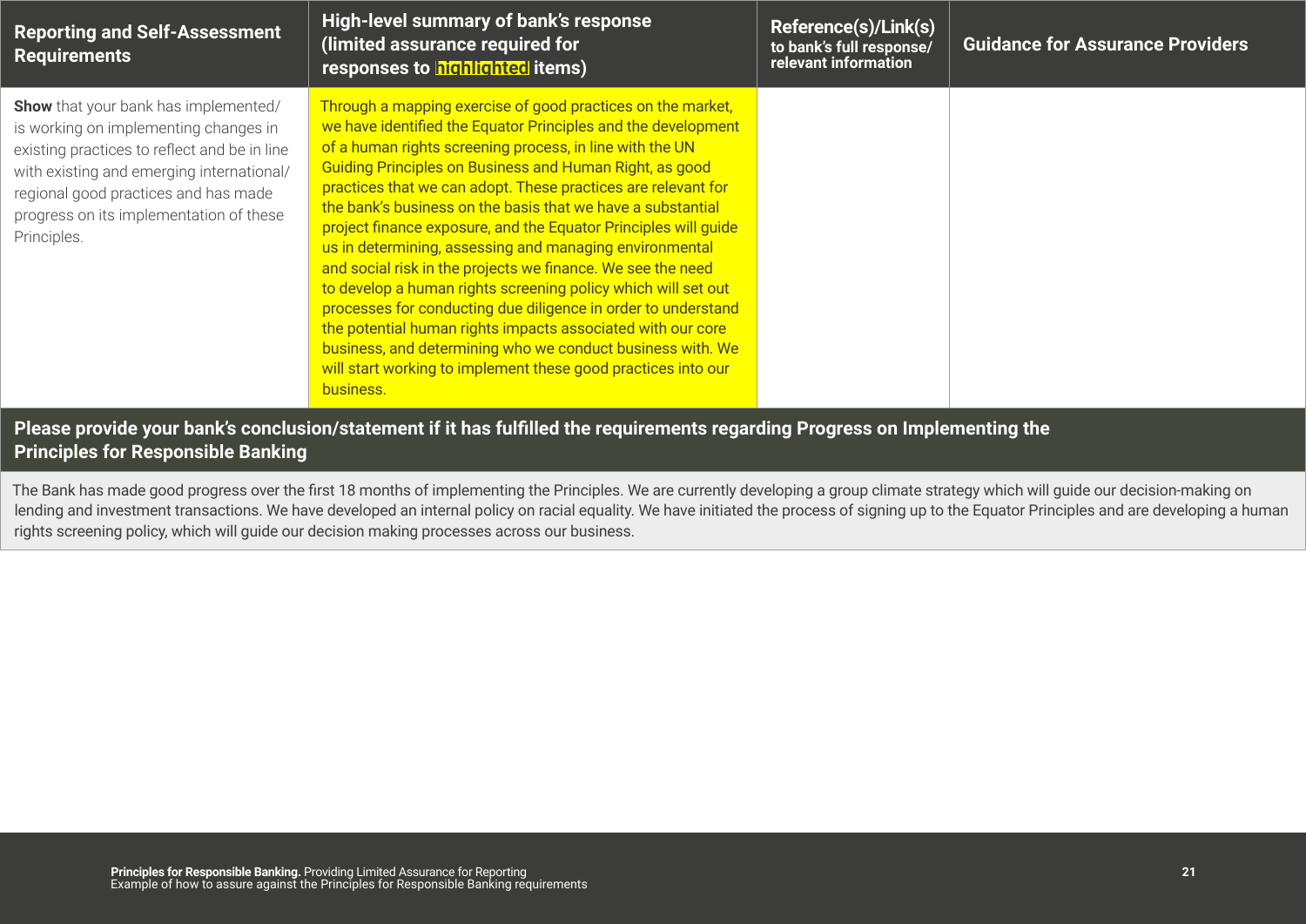| Reporting and Self-Assessment Requirements | High-level summary of bank's response (limited assurance required for responses to highlighted items) | Reference(s)/Link(s) to bank's full response/ relevant information | Guidance for Assurance Providers |
|---|---|---|---|
| **Show** that your bank has implemented/ is working on implementing changes in existing practices to reflect and be in line with existing and emerging international/ regional good practices and has made progress on its implementation of these Principles. | Through a mapping exercise of good practices on the market, we have identified the Equator Principles and the development of a human rights screening process, in line with the UN Guiding Principles on Business and Human Right, as good practices that we can adopt. These practices are relevant for the bank's business on the basis that we have a substantial project finance exposure, and the Equator Principles will guide us in determining, assessing and managing environmental and social risk in the projects we finance. We see the need to develop a human rights screening policy which will set out processes for conducting due diligence in order to understand the potential human rights impacts associated with our core business, and determining who we conduct business with. We will start working to implement these good practices into our business. | | |

**Please provide your bank's conclusion/statement if it has fulfilled the requirements regarding Progress on Implementing the Principles for Responsible Banking**

The Bank has made good progress over the first 18 months of implementing the Principles. We are currently developing a group climate strategy which will guide our decision-making on lending and investment transactions. We have developed an internal policy on racial equality. We have initiated the process of signing up to the Equator Principles and are developing a human rights screening policy, which will guide our decision making processes across our business.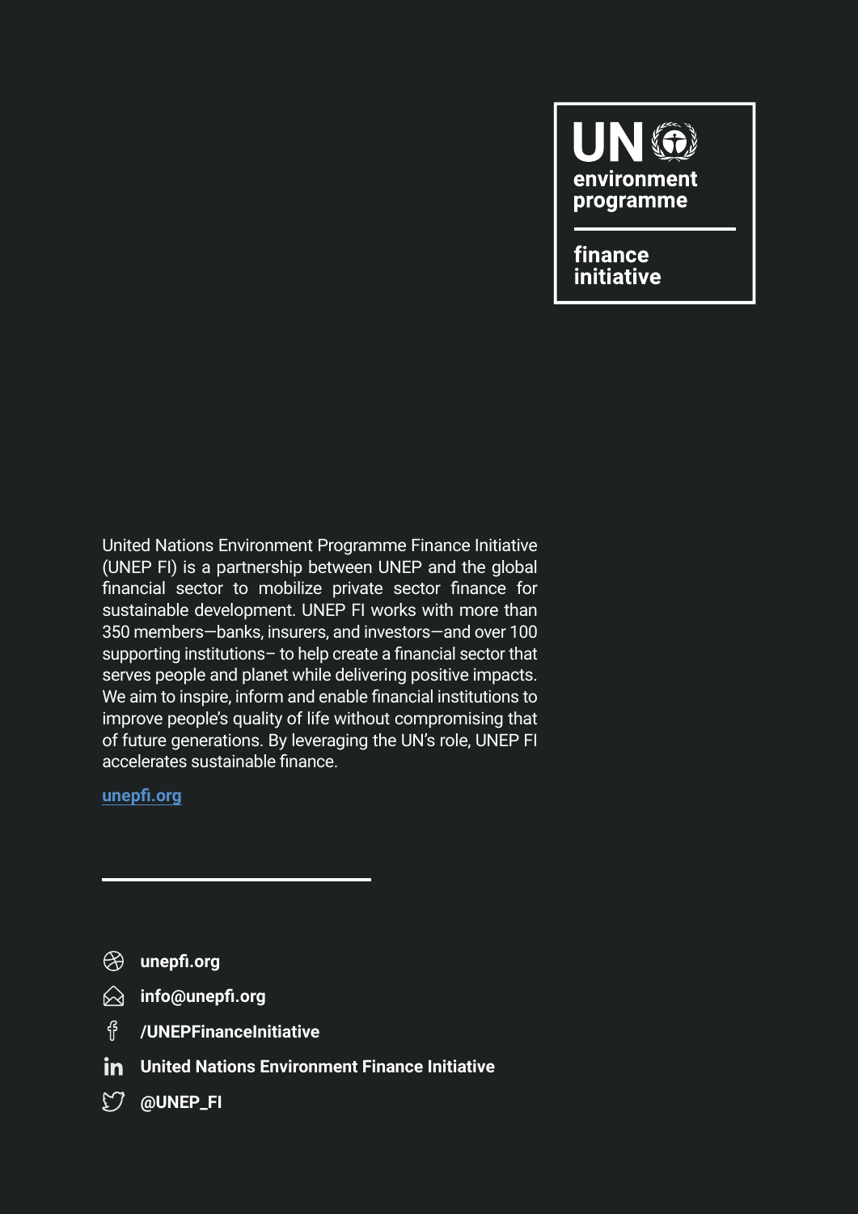**UN environment programme**

**finance initiative**

United Nations Environment Programme Finance Initiative (UNEP FI) is a partnership between UNEP and the global financial sector to mobilize private sector finance for sustainable development. UNEP FI works with more than 350 members—banks, insurers, and investors—and over 100 supporting institutions– to help create a financial sector that serves people and planet while delivering positive impacts. We aim to inspire, inform and enable financial institutions to improve people's quality of life without compromising that of future generations. By leveraging the UN's role, UNEP FI accelerates sustainable finance.

[unepfi.org](https://www.unepfi.org)

---

**unepfi.org**

**info@unepfi.org**

**/UNEPFinanceInitiative**

**United Nations Environment Finance Initiative**

**@UNEP_FI**